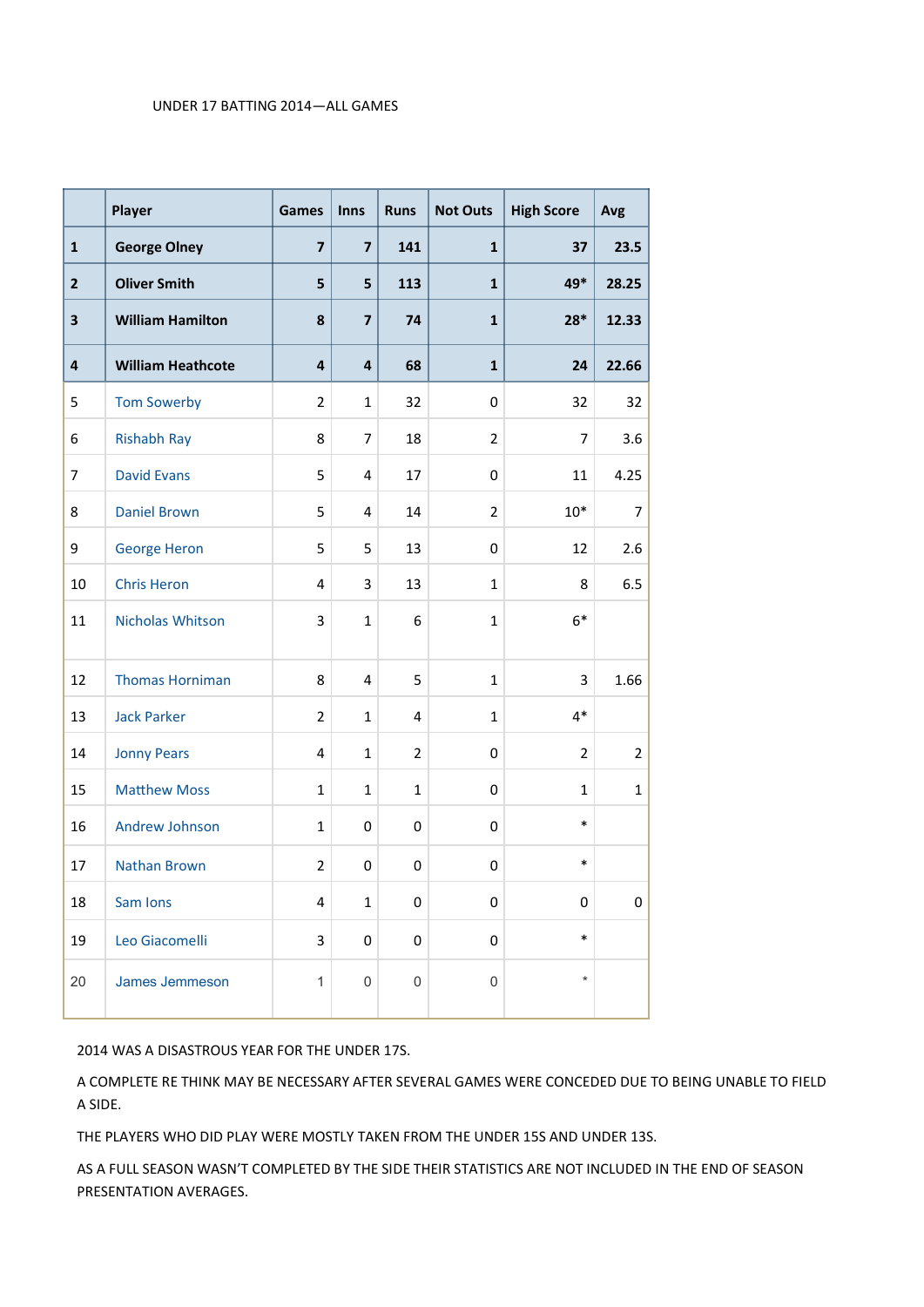UNDER 17 BATTING 2014—ALL GAMES

| | Player | Games | Inns | Runs | Not Outs | High Score | Avg |
|---|---|---|---|---|---|---|---|
| **1** | **George Olney** | **7** | **7** | **141** | **1** | **37** | **23.5** |
| **2** | **Oliver Smith** | **5** | **5** | **113** | **1** | **49*** | **28.25** |
| **3** | **William Hamilton** | **8** | **7** | **74** | **1** | **28*** | **12.33** |
| **4** | **William Heathcote** | **4** | **4** | **68** | **1** | **24** | **22.66** |
| 5 | Tom Sowerby | 2 | 1 | 32 | 0 | 32 | 32 |
| 6 | Rishabh Ray | 8 | 7 | 18 | 2 | 7 | 3.6 |
| 7 | David Evans | 5 | 4 | 17 | 0 | 11 | 4.25 |
| 8 | Daniel Brown | 5 | 4 | 14 | 2 | 10* | 7 |
| 9 | George Heron | 5 | 5 | 13 | 0 | 12 | 2.6 |
| 10 | Chris Heron | 4 | 3 | 13 | 1 | 8 | 6.5 |
| 11 | Nicholas Whitson | 3 | 1 | 6 | 1 | 6* | |
| 12 | Thomas Horniman | 8 | 4 | 5 | 1 | 3 | 1.66 |
| 13 | Jack Parker | 2 | 1 | 4 | 1 | 4* | |
| 14 | Jonny Pears | 4 | 1 | 2 | 0 | 2 | 2 |
| 15 | Matthew Moss | 1 | 1 | 1 | 0 | 1 | 1 |
| 16 | Andrew Johnson | 1 | 0 | 0 | 0 | * | |
| 17 | Nathan Brown | 2 | 0 | 0 | 0 | * | |
| 18 | Sam Ions | 4 | 1 | 0 | 0 | 0 | 0 |
| 19 | Leo Giacomelli | 3 | 0 | 0 | 0 | * | |
| 20 | James Jemmeson | 1 | 0 | 0 | 0 | * | |

2014 WAS A DISASTROUS YEAR FOR THE UNDER 17S.

A COMPLETE RE THINK MAY BE NECESSARY AFTER SEVERAL GAMES WERE CONCEDED DUE TO BEING UNABLE TO FIELD A SIDE.

THE PLAYERS WHO DID PLAY WERE MOSTLY TAKEN FROM THE UNDER 15S AND UNDER 13S.

AS A FULL SEASON WASN'T COMPLETED BY THE SIDE THEIR STATISTICS ARE NOT INCLUDED IN THE END OF SEASON PRESENTATION AVERAGES.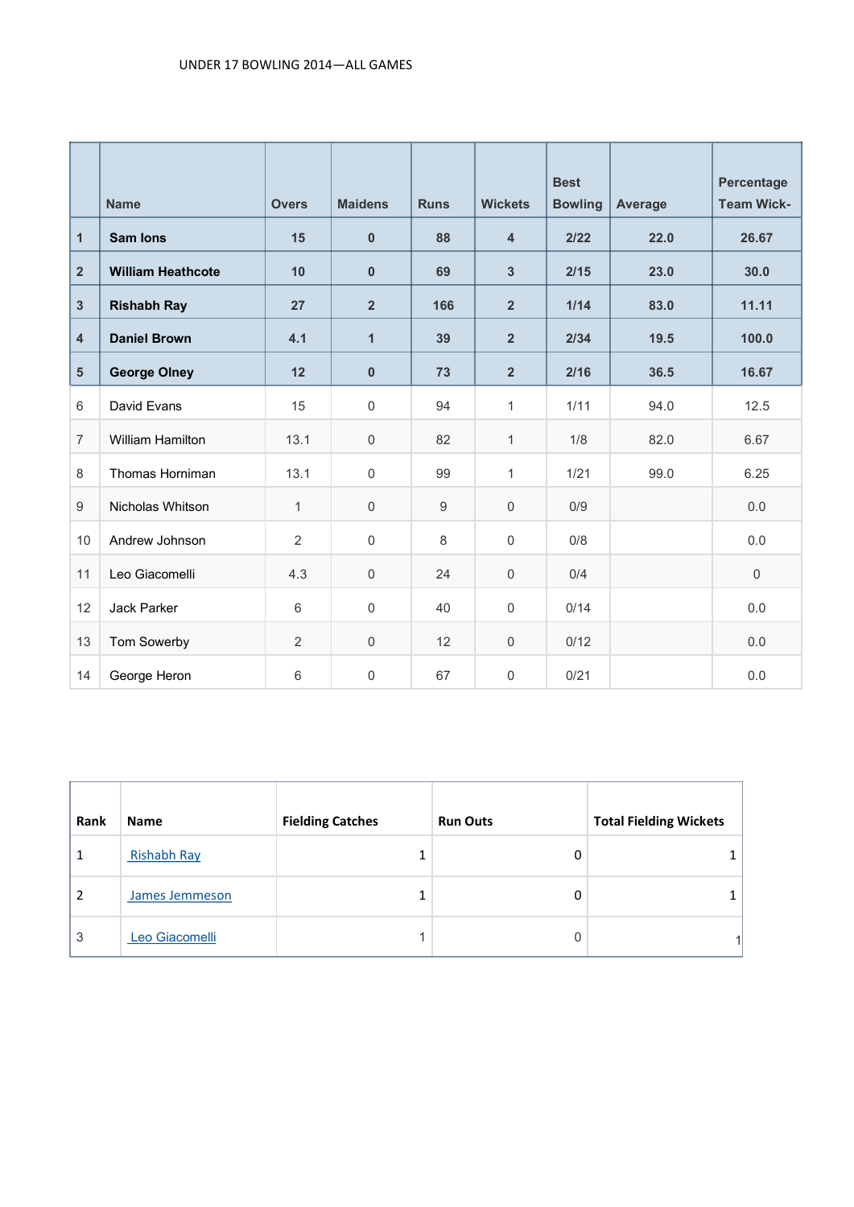UNDER 17 BOWLING 2014—ALL GAMES

| | Name | Overs | Maidens | Runs | Wickets | Best Bowling | Average | Percentage Team Wick- |
|---|---|---|---|---|---|---|---|---|
| 1 | **Sam Ions** | **15** | **0** | **88** | **4** | **2/22** | **22.0** | **26.67** |
| 2 | **William Heathcote** | **10** | **0** | **69** | **3** | **2/15** | **23.0** | **30.0** |
| 3 | **Rishabh Ray** | **27** | **2** | **166** | **2** | **1/14** | **83.0** | **11.11** |
| 4 | **Daniel Brown** | **4.1** | **1** | **39** | **2** | **2/34** | **19.5** | **100.0** |
| 5 | **George Olney** | **12** | **0** | **73** | **2** | **2/16** | **36.5** | **16.67** |
| 6 | David Evans | 15 | 0 | 94 | 1 | 1/11 | 94.0 | 12.5 |
| 7 | William Hamilton | 13.1 | 0 | 82 | 1 | 1/8 | 82.0 | 6.67 |
| 8 | Thomas Horniman | 13.1 | 0 | 99 | 1 | 1/21 | 99.0 | 6.25 |
| 9 | Nicholas Whitson | 1 | 0 | 9 | 0 | 0/9 | | 0.0 |
| 10 | Andrew Johnson | 2 | 0 | 8 | 0 | 0/8 | | 0.0 |
| 11 | Leo Giacomelli | 4.3 | 0 | 24 | 0 | 0/4 | | 0 |
| 12 | Jack Parker | 6 | 0 | 40 | 0 | 0/14 | | 0.0 |
| 13 | Tom Sowerby | 2 | 0 | 12 | 0 | 0/12 | | 0.0 |
| 14 | George Heron | 6 | 0 | 67 | 0 | 0/21 | | 0.0 |

| Rank | Name | Fielding Catches | Run Outs | Total Fielding Wickets |
|---|---|---|---|---|
| 1 | Rishabh Ray | 1 | 0 | 1 |
| 2 | James Jemmeson | 1 | 0 | 1 |
| 3 | Leo Giacomelli | 1 | 0 | 1 |